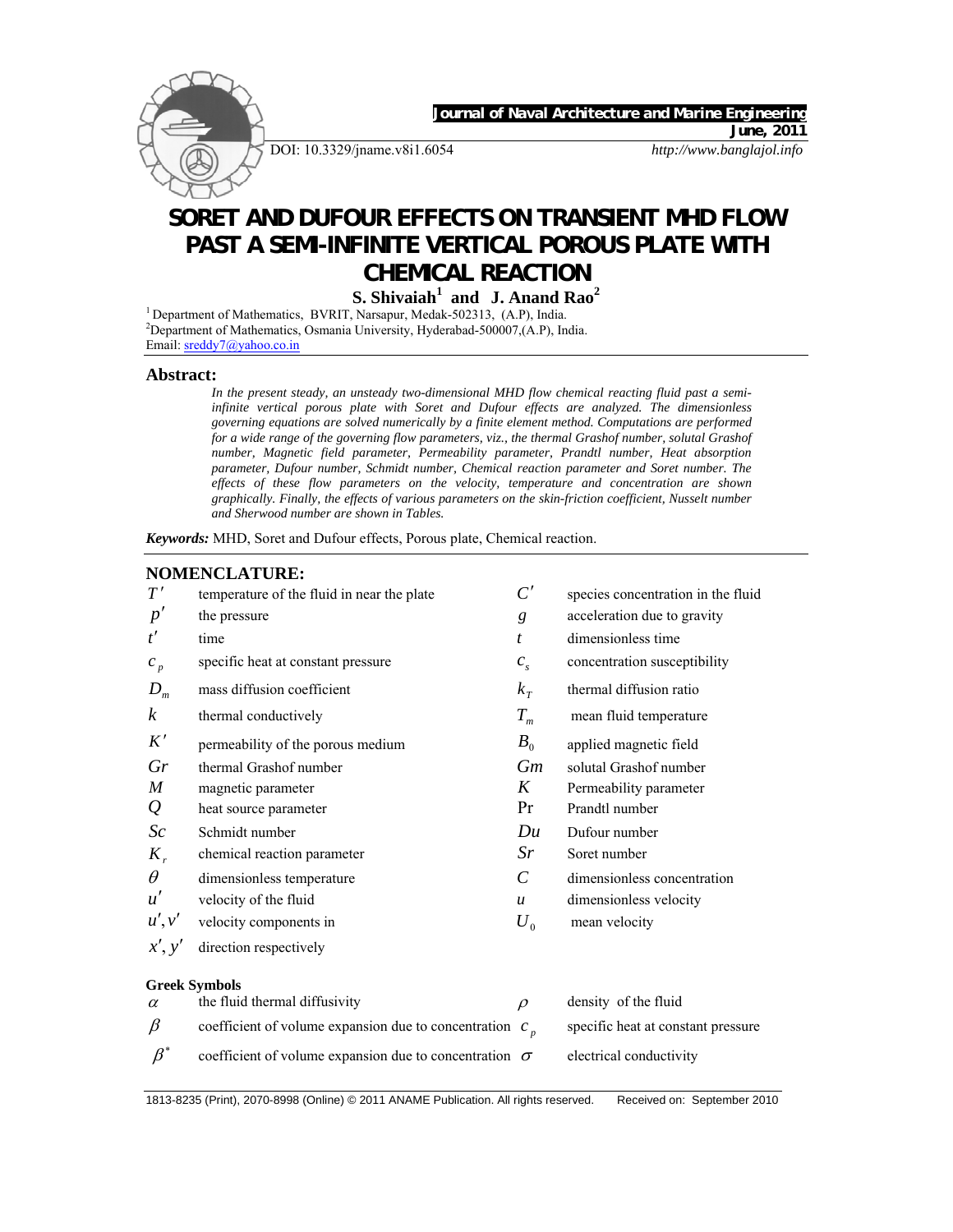Journal of Naval Architecture and Marine Engineering

June, 2011

DOI: 10.3329/jname.v8i1.6054

http://www.banglajol.info

# SORET AND DUFOUR EFFECTS ON TRANSIENT MHD FLOW PAST A SEMI-INFINITE VERTICAL POROUS PLATE WITH CHEMICAL REACTION

**S. Shivaiah[1] and J. Anand Rao[2]**

[1] Department of Mathematics, BVRIT, Narsapur, Medak-502313, (A.P), India.
[2] Department of Mathematics, Osmania University, Hyderabad-500007,(A.P), India.
Email: sreddy7@yahoo.co.in

## Abstract:

*In the present steady, an unsteady two-dimensional MHD flow chemical reacting fluid past a semi-infinite vertical porous plate with Soret and Dufour effects are analyzed. The dimensionless governing equations are solved numerically by a finite element method. Computations are performed for a wide range of the governing flow parameters, viz., the thermal Grashof number, solutal Grashof number, Magnetic field parameter, Permeability parameter, Prandtl number, Heat absorption parameter, Dufour number, Schmidt number, Chemical reaction parameter and Soret number. The effects of these flow parameters on the velocity, temperature and concentration are shown graphically. Finally, the effects of various parameters on the skin-friction coefficient, Nusselt number and Sherwood number are shown in Tables.*

***Keywords:*** MHD, Soret and Dufour effects, Porous plate, Chemical reaction.

## NOMENCLATURE:

| | | | |
|---|---|---|---|
| $T'$ | temperature of the fluid in near the plate | $C'$ | species concentration in the fluid |
| $p'$ | the pressure | $g$ | acceleration due to gravity |
| $t'$ | time | $t$ | dimensionless time |
| $c_p$ | specific heat at constant pressure | $c_s$ | concentration susceptibility |
| $D_m$ | mass diffusion coefficient | $k_T$ | thermal diffusion ratio |
| $k$ | thermal conductively | $T_m$ | mean fluid temperature |
| $K'$ | permeability of the porous medium | $B_0$ | applied magnetic field |
| $Gr$ | thermal Grashof number | $Gm$ | solutal Grashof number |
| $M$ | magnetic parameter | $K$ | Permeability parameter |
| $Q$ | heat source parameter | Pr | Prandtl number |
| $Sc$ | Schmidt number | $Du$ | Dufour number |
| $K_r$ | chemical reaction parameter | $Sr$ | Soret number |
| $\theta$ | dimensionless temperature | $C$ | dimensionless concentration |
| $u'$ | velocity of the fluid | $u$ | dimensionless velocity |
| $u', v'$ | velocity components in | $U_0$ | mean velocity |
| $x', y'$ | direction respectively | | |

**Greek Symbols**

| | | | |
|---|---|---|---|
| $\alpha$ | the fluid thermal diffusivity | $\rho$ | density of the fluid |
| $\beta$ | coefficient of volume expansion due to concentration | $c_p$ | specific heat at constant pressure |
| $\beta^*$ | coefficient of volume expansion due to concentration | $\sigma$ | electrical conductivity |

1813-8235 (Print), 2070-8998 (Online) © 2011 ANAME Publication. All rights reserved. Received on: September 2010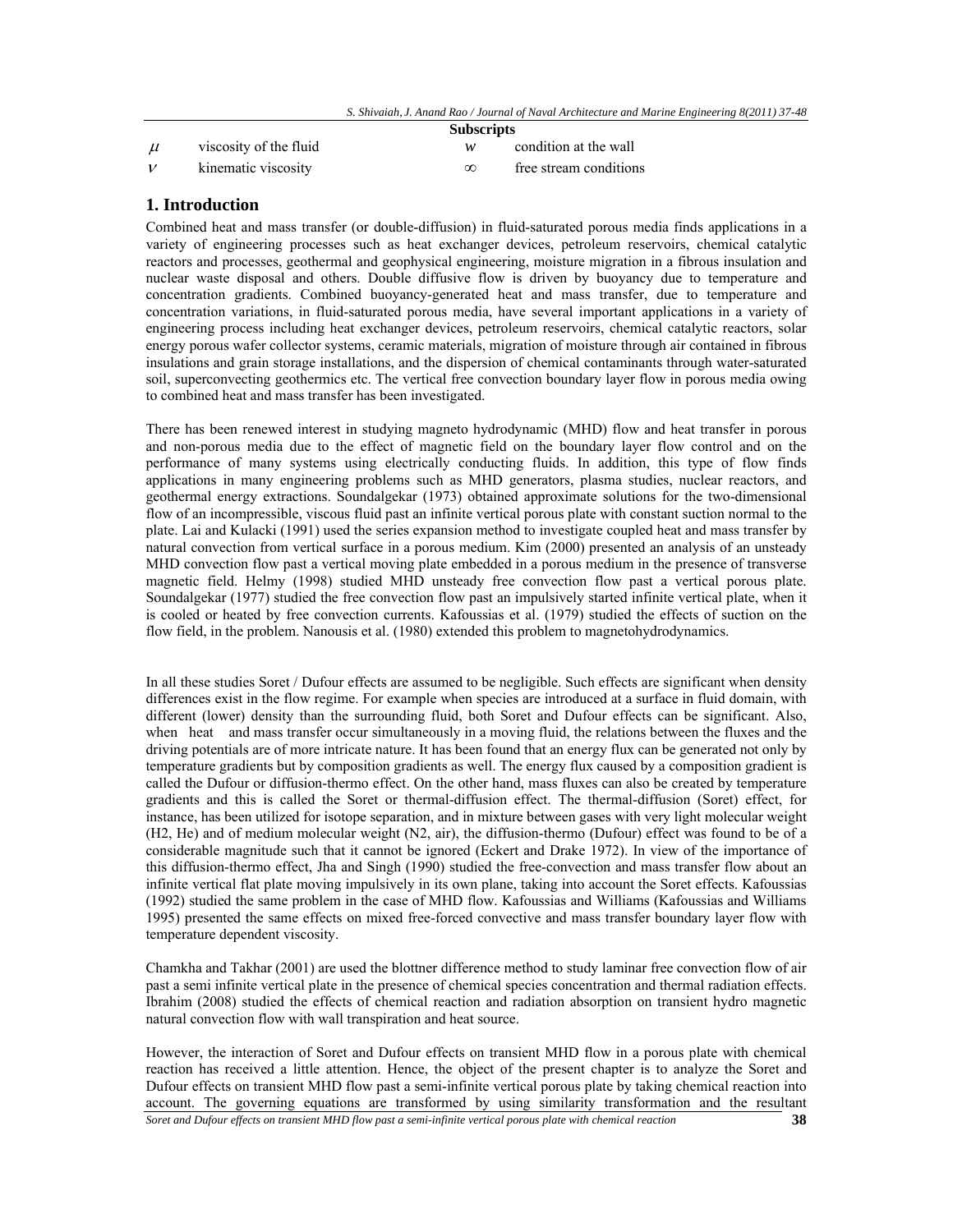| | | **Subscripts** | |
|---|---|---|---|
| $\mu$ | viscosity of the fluid | $w$ | condition at the wall |
| $\nu$ | kinematic viscosity | $\infty$ | free stream conditions |

## 1. Introduction

Combined heat and mass transfer (or double-diffusion) in fluid-saturated porous media finds applications in a variety of engineering processes such as heat exchanger devices, petroleum reservoirs, chemical catalytic reactors and processes, geothermal and geophysical engineering, moisture migration in a fibrous insulation and nuclear waste disposal and others. Double diffusive flow is driven by buoyancy due to temperature and concentration gradients. Combined buoyancy-generated heat and mass transfer, due to temperature and concentration variations, in fluid-saturated porous media, have several important applications in a variety of engineering process including heat exchanger devices, petroleum reservoirs, chemical catalytic reactors, solar energy porous wafer collector systems, ceramic materials, migration of moisture through air contained in fibrous insulations and grain storage installations, and the dispersion of chemical contaminants through water-saturated soil, superconvecting geothermics etc. The vertical free convection boundary layer flow in porous media owing to combined heat and mass transfer has been investigated.

There has been renewed interest in studying magneto hydrodynamic (MHD) flow and heat transfer in porous and non-porous media due to the effect of magnetic field on the boundary layer flow control and on the performance of many systems using electrically conducting fluids. In addition, this type of flow finds applications in many engineering problems such as MHD generators, plasma studies, nuclear reactors, and geothermal energy extractions. Soundalgekar (1973) obtained approximate solutions for the two-dimensional flow of an incompressible, viscous fluid past an infinite vertical porous plate with constant suction normal to the plate. Lai and Kulacki (1991) used the series expansion method to investigate coupled heat and mass transfer by natural convection from vertical surface in a porous medium. Kim (2000) presented an analysis of an unsteady MHD convection flow past a vertical moving plate embedded in a porous medium in the presence of transverse magnetic field. Helmy (1998) studied MHD unsteady free convection flow past a vertical porous plate. Soundalgekar (1977) studied the free convection flow past an impulsively started infinite vertical plate, when it is cooled or heated by free convection currents. Kafoussias et al. (1979) studied the effects of suction on the flow field, in the problem. Nanousis et al. (1980) extended this problem to magnetohydrodynamics.

In all these studies Soret / Dufour effects are assumed to be negligible. Such effects are significant when density differences exist in the flow regime. For example when species are introduced at a surface in fluid domain, with different (lower) density than the surrounding fluid, both Soret and Dufour effects can be significant. Also, when heat and mass transfer occur simultaneously in a moving fluid, the relations between the fluxes and the driving potentials are of more intricate nature. It has been found that an energy flux can be generated not only by temperature gradients but by composition gradients as well. The energy flux caused by a composition gradient is called the Dufour or diffusion-thermo effect. On the other hand, mass fluxes can also be created by temperature gradients and this is called the Soret or thermal-diffusion effect. The thermal-diffusion (Soret) effect, for instance, has been utilized for isotope separation, and in mixture between gases with very light molecular weight ($H_2$, He) and of medium molecular weight ($N_2$, air), the diffusion-thermo (Dufour) effect was found to be of a considerable magnitude such that it cannot be ignored (Eckert and Drake 1972). In view of the importance of this diffusion-thermo effect, Jha and Singh (1990) studied the free-convection and mass transfer flow about an infinite vertical flat plate moving impulsively in its own plane, taking into account the Soret effects. Kafoussias (1992) studied the same problem in the case of MHD flow. Kafoussias and Williams (Kafoussias and Williams 1995) presented the same effects on mixed free-forced convective and mass transfer boundary layer flow with temperature dependent viscosity.

Chamkha and Takhar (2001) are used the blottner difference method to study laminar free convection flow of air past a semi infinite vertical plate in the presence of chemical species concentration and thermal radiation effects. Ibrahim (2008) studied the effects of chemical reaction and radiation absorption on transient hydro magnetic natural convection flow with wall transpiration and heat source.

However, the interaction of Soret and Dufour effects on transient MHD flow in a porous plate with chemical reaction has received a little attention. Hence, the object of the present chapter is to analyze the Soret and Dufour effects on transient MHD flow past a semi-infinite vertical porous plate by taking chemical reaction into account. The governing equations are transformed by using similarity transformation and the resultant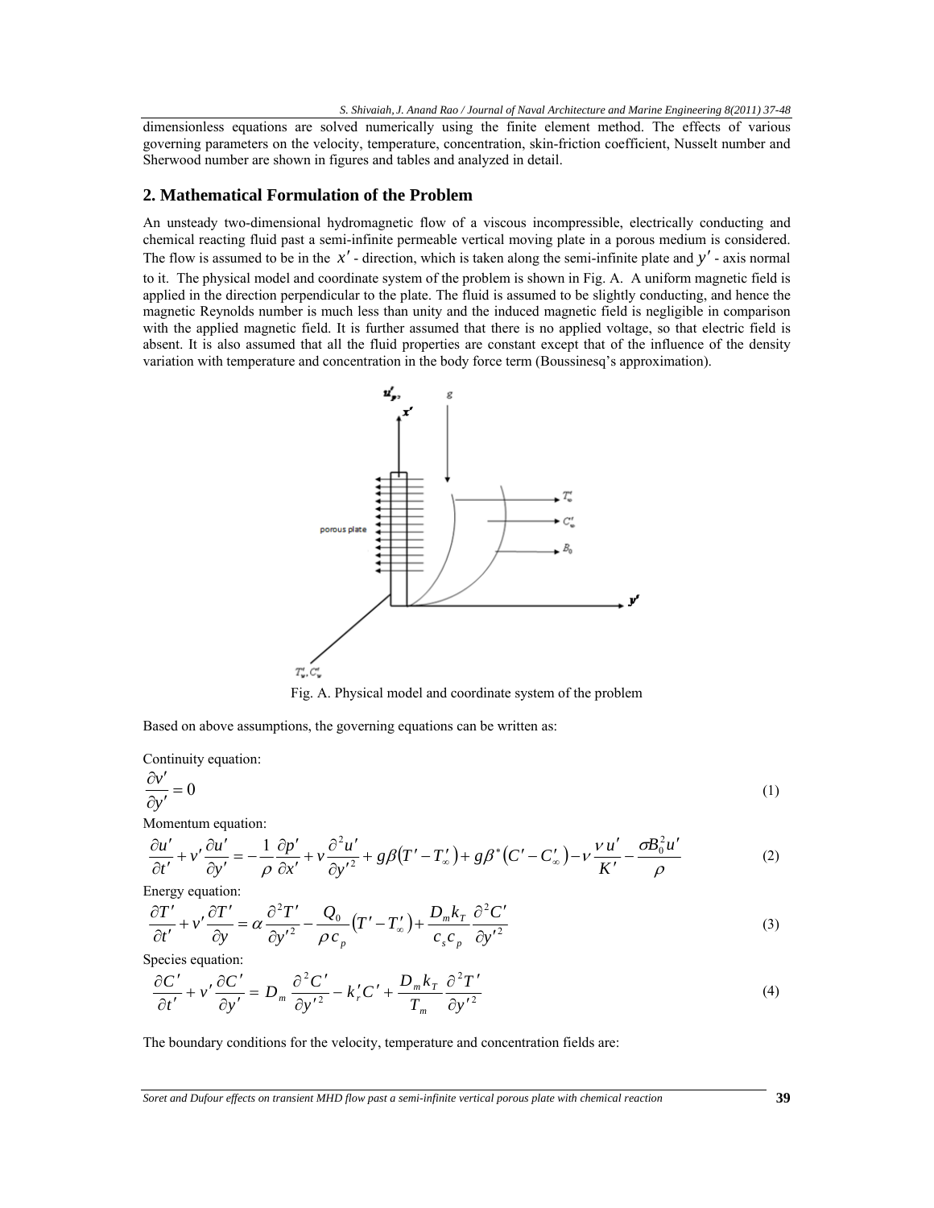dimensionless equations are solved numerically using the finite element method. The effects of various governing parameters on the velocity, temperature, concentration, skin-friction coefficient, Nusselt number and Sherwood number are shown in figures and tables and analyzed in detail.

## 2. Mathematical Formulation of the Problem

An unsteady two-dimensional hydromagnetic flow of a viscous incompressible, electrically conducting and chemical reacting fluid past a semi-infinite permeable vertical moving plate in a porous medium is considered. The flow is assumed to be in the $x'$ - direction, which is taken along the semi-infinite plate and $y'$ - axis normal to it. The physical model and coordinate system of the problem is shown in Fig. A. A uniform magnetic field is applied in the direction perpendicular to the plate. The fluid is assumed to be slightly conducting, and hence the magnetic Reynolds number is much less than unity and the induced magnetic field is negligible in comparison with the applied magnetic field. It is further assumed that there is no applied voltage, so that electric field is absent. It is also assumed that all the fluid properties are constant except that of the influence of the density variation with temperature and concentration in the body force term (Boussinesq's approximation).

Fig. A. Physical model and coordinate system of the problem

Based on above assumptions, the governing equations can be written as:

Continuity equation:

$$\frac{\partial v'}{\partial y'} = 0 \tag{1}$$

Momentum equation:

$$\frac{\partial u'}{\partial t'} + v'\frac{\partial u'}{\partial y'} = -\frac{1}{\rho}\frac{\partial p'}{\partial x'} + \nu\frac{\partial^2 u'}{\partial y'^2} + g\beta\left(T' - T'_\infty\right) + g\beta^*\left(C' - C'_\infty\right) - \nu\frac{u'}{K'} - \frac{\sigma B_0^2 u'}{\rho} \tag{2}$$

Energy equation:

$$\frac{\partial T'}{\partial t'} + v'\frac{\partial T'}{\partial y} = \alpha\frac{\partial^2 T'}{\partial y'^2} - \frac{Q_0}{\rho c_p}\left(T' - T'_\infty\right) + \frac{D_m k_T}{c_s c_p}\frac{\partial^2 C'}{\partial y'^2} \tag{3}$$

Species equation:

$$\frac{\partial C'}{\partial t'} + v'\frac{\partial C'}{\partial y'} = D_m\frac{\partial^2 C'}{\partial y'^2} - k'_r C' + \frac{D_m k_T}{T_m}\frac{\partial^2 T'}{\partial y'^2} \tag{4}$$

The boundary conditions for the velocity, temperature and concentration fields are: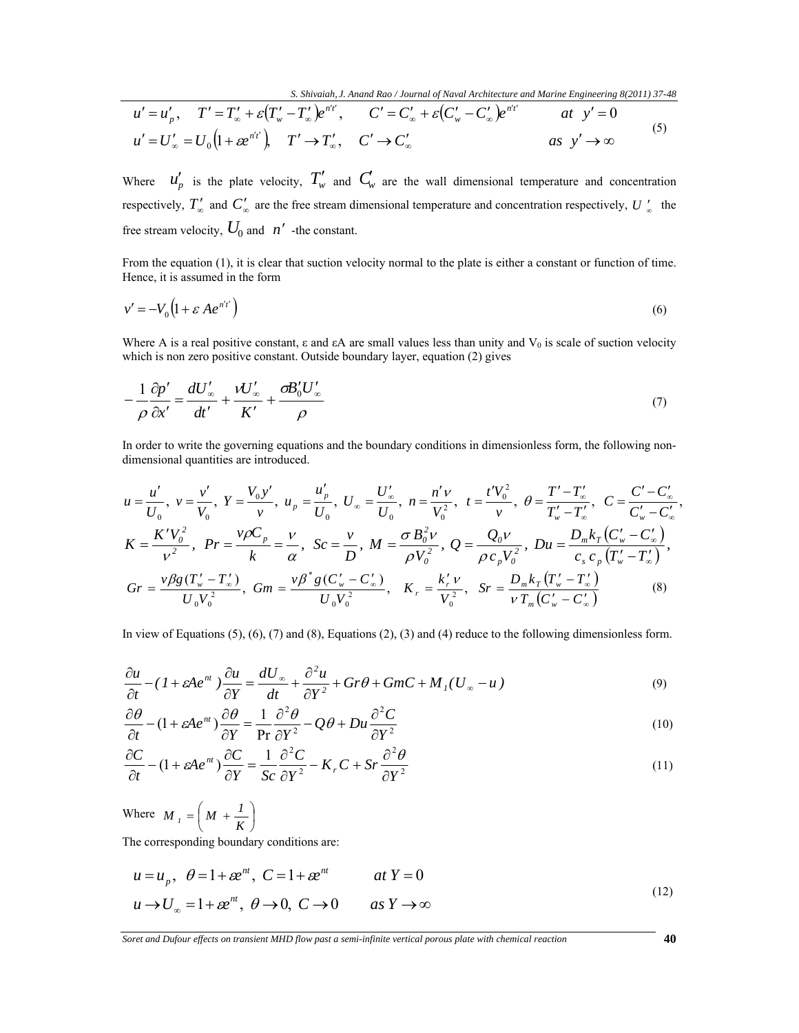$$
\begin{aligned}
&u' = u'_p, \quad T' = T'_\infty + \varepsilon\left(T'_w - T'_\infty\right)e^{n't'}, \quad C' = C'_\infty + \varepsilon\left(C'_w - C'_\infty\right)e^{n't'} \qquad at \ \ y' = 0 \\
&u' = U'_\infty = U_0\left(1 + \varepsilon e^{n't'}\right), \quad T' \to T'_\infty, \quad C' \to C'_\infty \qquad\qquad\qquad\qquad as \ \ y' \to \infty
\end{aligned} \tag{5}
$$

Where $u'_p$ is the plate velocity, $T'_w$ and $C'_w$ are the wall dimensional temperature and concentration respectively, $T'_\infty$ and $C'_\infty$ are the free stream dimensional temperature and concentration respectively, $U'_\infty$ the free stream velocity, $U_0$ and $n'$ -the constant.

From the equation (1), it is clear that suction velocity normal to the plate is either a constant or function of time. Hence, it is assumed in the form

$$
v' = -V_0\left(1 + \varepsilon A e^{n't'}\right) \tag{6}
$$

Where A is a real positive constant, ε and εA are small values less than unity and $V_0$ is scale of suction velocity which is non zero positive constant. Outside boundary layer, equation (2) gives

$$
-\frac{1}{\rho}\frac{\partial p'}{\partial x'} = \frac{dU'_\infty}{dt'} + \frac{\nu U'_\infty}{K'} + \frac{\sigma B'_0 U'_\infty}{\rho} \tag{7}
$$

In order to write the governing equations and the boundary conditions in dimensionless form, the following non-dimensional quantities are introduced.

$$
\begin{aligned}
&u = \frac{u'}{U_0}, \ v = \frac{v'}{V_0}, \ Y = \frac{V_0 y'}{\nu}, \ u_p = \frac{u'_p}{U_0}, \ U_\infty = \frac{U'_\infty}{U_0}, \ n = \frac{n'\nu}{V_0^2}, \ t = \frac{t'V_0^2}{\nu}, \ \theta = \frac{T' - T'_\infty}{T'_w - T'_\infty}, \ C = \frac{C' - C'_\infty}{C'_w - C'_\infty}, \\
&K = \frac{K'V_0^2}{\nu^2}, \ Pr = \frac{\nu\rho C_p}{k} = \frac{\nu}{\alpha}, \ Sc = \frac{\nu}{D}, \ M = \frac{\sigma B_0^2 \nu}{\rho V_0^2}, \ Q = \frac{Q_0 \nu}{\rho c_p V_0^2}, \ Du = \frac{D_m k_T\left(C'_w - C'_\infty\right)}{c_s c_p\left(T'_w - T'_\infty\right)}, \\
&Gr = \frac{\nu\beta g(T'_w - T'_\infty)}{U_0 V_0^2}, \ Gm = \frac{\nu\beta^* g(C'_w - C'_\infty)}{U_0 V_0^2}, \ \ K_r = \frac{k'_r \nu}{V_0^2}, \ \ Sr = \frac{D_m k_T\left(T'_w - T'_\infty\right)}{\nu T_m\left(C'_w - C'_\infty\right)}
\end{aligned} \tag{8}
$$

In view of Equations (5), (6), (7) and (8), Equations (2), (3) and (4) reduce to the following dimensionless form.

$$
\frac{\partial u}{\partial t} - (1 + \varepsilon A e^{nt})\frac{\partial u}{\partial Y} = \frac{dU_\infty}{dt} + \frac{\partial^2 u}{\partial Y^2} + Gr\theta + GmC + M_1(U_\infty - u) \tag{9}
$$

$$
\frac{\partial \theta}{\partial t} - (1 + \varepsilon A e^{nt})\frac{\partial \theta}{\partial Y} = \frac{1}{\Pr}\frac{\partial^2 \theta}{\partial Y^2} - Q\theta + Du\frac{\partial^2 C}{\partial Y^2} \tag{10}
$$

$$
\frac{\partial C}{\partial t} - (1 + \varepsilon A e^{nt})\frac{\partial C}{\partial Y} = \frac{1}{Sc}\frac{\partial^2 C}{\partial Y^2} - K_r C + Sr\frac{\partial^2 \theta}{\partial Y^2} \tag{11}
$$

Where $M_1 = \left(M + \frac{1}{K}\right)$

The corresponding boundary conditions are:

$$
\begin{aligned}
&u = u_p, \ \ \theta = 1 + \varepsilon e^{nt}, \ C = 1 + \varepsilon e^{nt} \qquad at \ Y = 0 \\
&u \to U_\infty = 1 + \varepsilon e^{nt}, \ \theta \to 0, \ C \to 0 \qquad as \ Y \to \infty
\end{aligned} \tag{12}
$$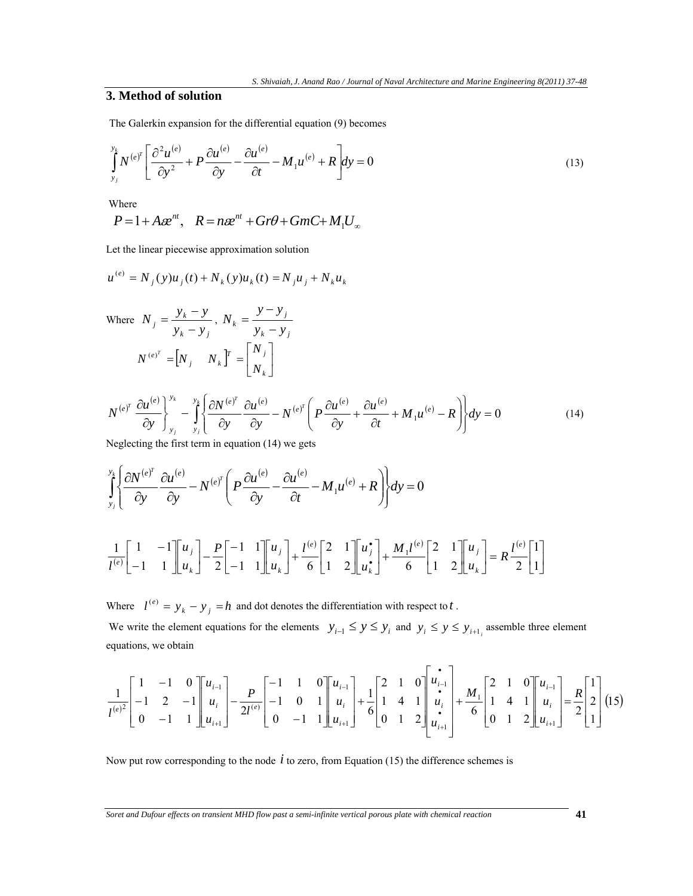## 3. Method of solution

The Galerkin expansion for the differential equation (9) becomes

$$\int_{y_j}^{y_k} N^{(e)^T}\left[\frac{\partial^2 u^{(e)}}{\partial y^2} + P\frac{\partial u^{(e)}}{\partial y} - \frac{\partial u^{(e)}}{\partial t} - M_1 u^{(e)} + R\right]dy = 0 \tag{13}$$

Where

$$P = 1 + A\varepsilon^{nt}, \quad R = n\varepsilon^{nt} + Gr\theta + GmC + M_1 U_\infty$$

Let the linear piecewise approximation solution

$$u^{(e)} = N_j(y)u_j(t) + N_k(y)u_k(t) = N_j u_j + N_k u_k$$

Where $N_j = \dfrac{y_k - y}{y_k - y_j}$, $N_k = \dfrac{y - y_j}{y_k - y_j}$

$$N^{(e)^T} = \begin{bmatrix} N_j & N_k \end{bmatrix}^T = \begin{bmatrix} N_j \\ N_k \end{bmatrix}$$

$$N^{(e)^T} \left.\frac{\partial u^{(e)}}{\partial y}\right\}_{y_j}^{y_k} - \int_{y_j}^{y_k}\left\{\frac{\partial N^{(e)^T}}{\partial y}\frac{\partial u^{(e)}}{\partial y} - N^{(e)^T}\left(P\frac{\partial u^{(e)}}{\partial y} + \frac{\partial u^{(e)}}{\partial t} + M_1 u^{(e)} - R\right)\right\}dy = 0 \tag{14}$$

Neglecting the first term in equation (14) we gets

$$\int_{y_j}^{y_k}\left\{\frac{\partial N^{(e)^T}}{\partial y}\frac{\partial u^{(e)}}{\partial y} - N^{(e)^T}\left(P\frac{\partial u^{(e)}}{\partial y} - \frac{\partial u^{(e)}}{\partial t} - M_1 u^{(e)} + R\right)\right\}dy = 0$$

$$\frac{1}{l^{(e)}}\begin{bmatrix} 1 & -1 \\ -1 & 1 \end{bmatrix}\begin{bmatrix} u_j \\ u_k \end{bmatrix} - \frac{P}{2}\begin{bmatrix} -1 & 1 \\ -1 & 1 \end{bmatrix}\begin{bmatrix} u_j \\ u_k \end{bmatrix} + \frac{l^{(e)}}{6}\begin{bmatrix} 2 & 1 \\ 1 & 2 \end{bmatrix}\begin{bmatrix} \dot{u}_j \\ \dot{u}_k \end{bmatrix} + \frac{M_1 l^{(e)}}{6}\begin{bmatrix} 2 & 1 \\ 1 & 2 \end{bmatrix}\begin{bmatrix} u_j \\ u_k \end{bmatrix} = R\frac{l^{(e)}}{2}\begin{bmatrix} 1 \\ 1 \end{bmatrix}$$

Where $l^{(e)} = y_k - y_j = h$ and dot denotes the differentiation with respect to $t$.

We write the element equations for the elements $y_{i-1} \le y \le y_i$ and $y_i \le y \le y_{i+1}$ assemble three element equations, we obtain

$$\frac{1}{l^{(e)^2}}\begin{bmatrix} 1 & -1 & 0 \\ -1 & 2 & -1 \\ 0 & -1 & 1 \end{bmatrix}\begin{bmatrix} u_{i-1} \\ u_i \\ u_{i+1} \end{bmatrix} - \frac{P}{2l^{(e)}}\begin{bmatrix} -1 & 1 & 0 \\ -1 & 0 & 1 \\ 0 & -1 & 1 \end{bmatrix}\begin{bmatrix} u_{i-1} \\ u_i \\ u_{i+1} \end{bmatrix} + \frac{1}{6}\begin{bmatrix} 2 & 1 & 0 \\ 1 & 4 & 1 \\ 0 & 1 & 2 \end{bmatrix}\begin{bmatrix} \dot{u}_{i-1} \\ \dot{u}_i \\ \dot{u}_{i+1} \end{bmatrix} + \frac{M_1}{6}\begin{bmatrix} 2 & 1 & 0 \\ 1 & 4 & 1 \\ 0 & 1 & 2 \end{bmatrix}\begin{bmatrix} u_{i-1} \\ u_i \\ u_{i+1} \end{bmatrix} = \frac{R}{2}\begin{bmatrix} 1 \\ 2 \\ 1 \end{bmatrix} \tag{15}$$

Now put row corresponding to the node $i$ to zero, from Equation (15) the difference schemes is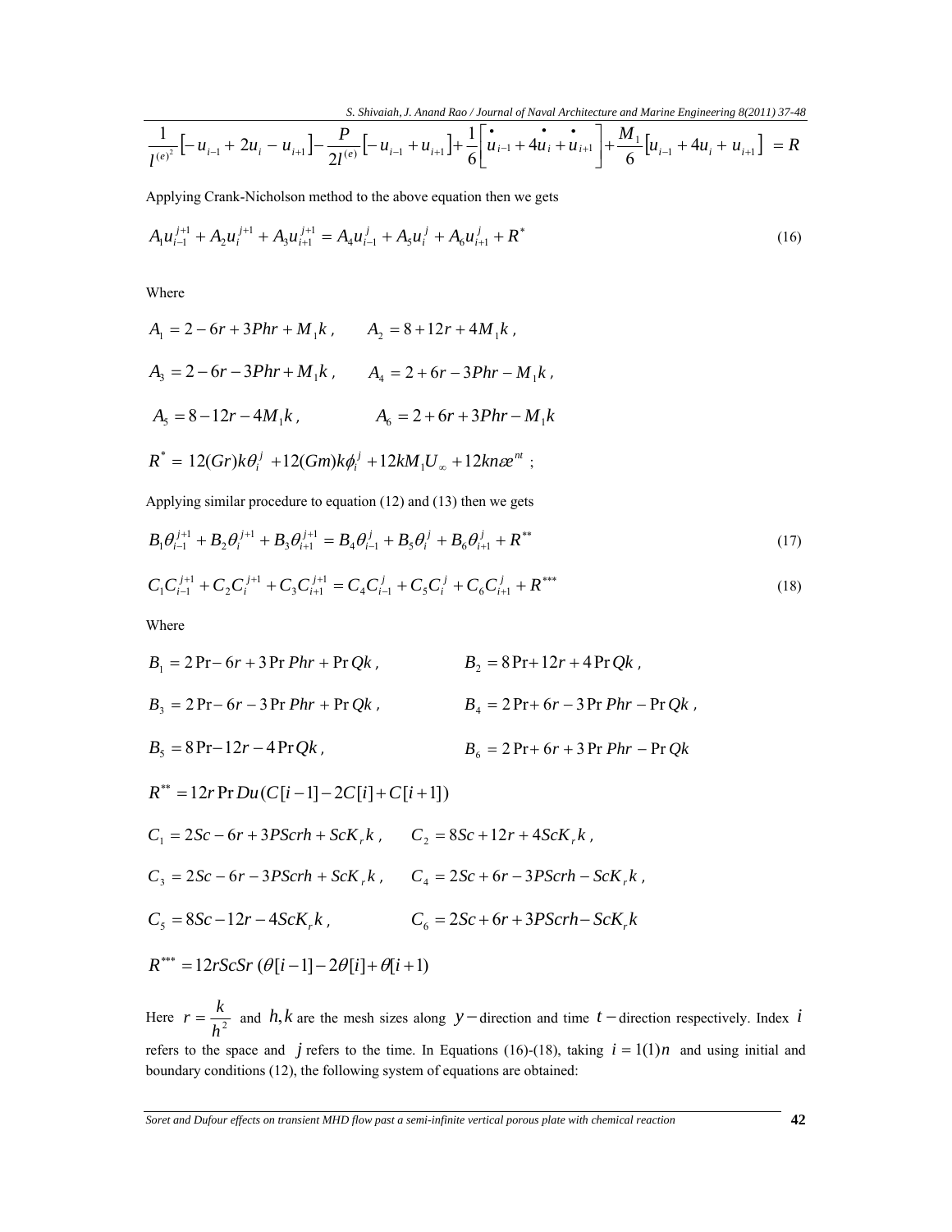$$\frac{1}{l^{(e)^2}}\left[-u_{i-1}+2u_i-u_{i+1}\right]-\frac{P}{2l^{(e)}}\left[-u_{i-1}+u_{i+1}\right]+\frac{1}{6}\left[\dot{u}_{i-1}+4\dot{u}_i+\dot{u}_{i+1}\right]+\frac{M_1}{6}\left[u_{i-1}+4u_i+u_{i+1}\right]=R$$

Applying Crank-Nicholson method to the above equation then we gets

$$A_1u_{i-1}^{j+1}+A_2u_i^{j+1}+A_3u_{i+1}^{j+1}=A_4u_{i-1}^{j}+A_5u_i^{j}+A_6u_{i+1}^{j}+R^* \tag{16}$$

Where

$A_1 = 2-6r+3Phr+M_1k$, $\quad A_2 = 8+12r+4M_1k$,

$A_3 = 2-6r-3Phr+M_1k$, $\quad A_4 = 2+6r-3Phr-M_1k$,

$A_5 = 8-12r-4M_1k$, $\quad A_6 = 2+6r+3Phr-M_1k$

$R^* = 12(Gr)k\theta_i^j + 12(Gm)k\phi_i^j + 12kM_1U_\infty + 12kn\varepsilon e^{nt}$ ;

Applying similar procedure to equation (12) and (13) then we gets

$$B_1\theta_{i-1}^{j+1}+B_2\theta_i^{j+1}+B_3\theta_{i+1}^{j+1}=B_4\theta_{i-1}^{j}+B_5\theta_i^{j}+B_6\theta_{i+1}^{j}+R^{**} \tag{17}$$

$$C_1C_{i-1}^{j+1}+C_2C_i^{j+1}+C_3C_{i+1}^{j+1}=C_4C_{i-1}^{j}+C_5C_i^{j}+C_6C_{i+1}^{j}+R^{***} \tag{18}$$

Where

$B_1 = 2\Pr-6r+3\Pr Phr+\Pr Qk$, $\quad B_2 = 8\Pr+12r+4\Pr Qk$,

$B_3 = 2\Pr-6r-3\Pr Phr+\Pr Qk$, $\quad B_4 = 2\Pr+6r-3\Pr Phr-\Pr Qk$,

$B_5 = 8\Pr-12r-4\Pr Qk$, $\quad B_6 = 2\Pr+6r+3\Pr Phr-\Pr Qk$

$R^{**} = 12r\Pr Du(C[i-1]-2C[i]+C[i+1])$

$C_1 = 2Sc-6r+3PScrh+ScK_rk$, $\quad C_2 = 8Sc+12r+4ScK_rk$,

$C_3 = 2Sc-6r-3PScrh+ScK_rk$, $\quad C_4 = 2Sc+6r-3PScrh-ScK_rk$,

$C_5 = 8Sc-12r-4ScK_rk$, $\quad C_6 = 2Sc+6r+3PScrh-ScK_rk$

$R^{***} = 12rScSr\,(\theta[i-1]-2\theta[i]+\theta[i+1])$

Here $r=\frac{k}{h^2}$ and $h,k$ are the mesh sizes along $y-$direction and time $t-$direction respectively. Index $i$ refers to the space and $j$ refers to the time. In Equations (16)-(18), taking $i=1(1)n$ and using initial and boundary conditions (12), the following system of equations are obtained: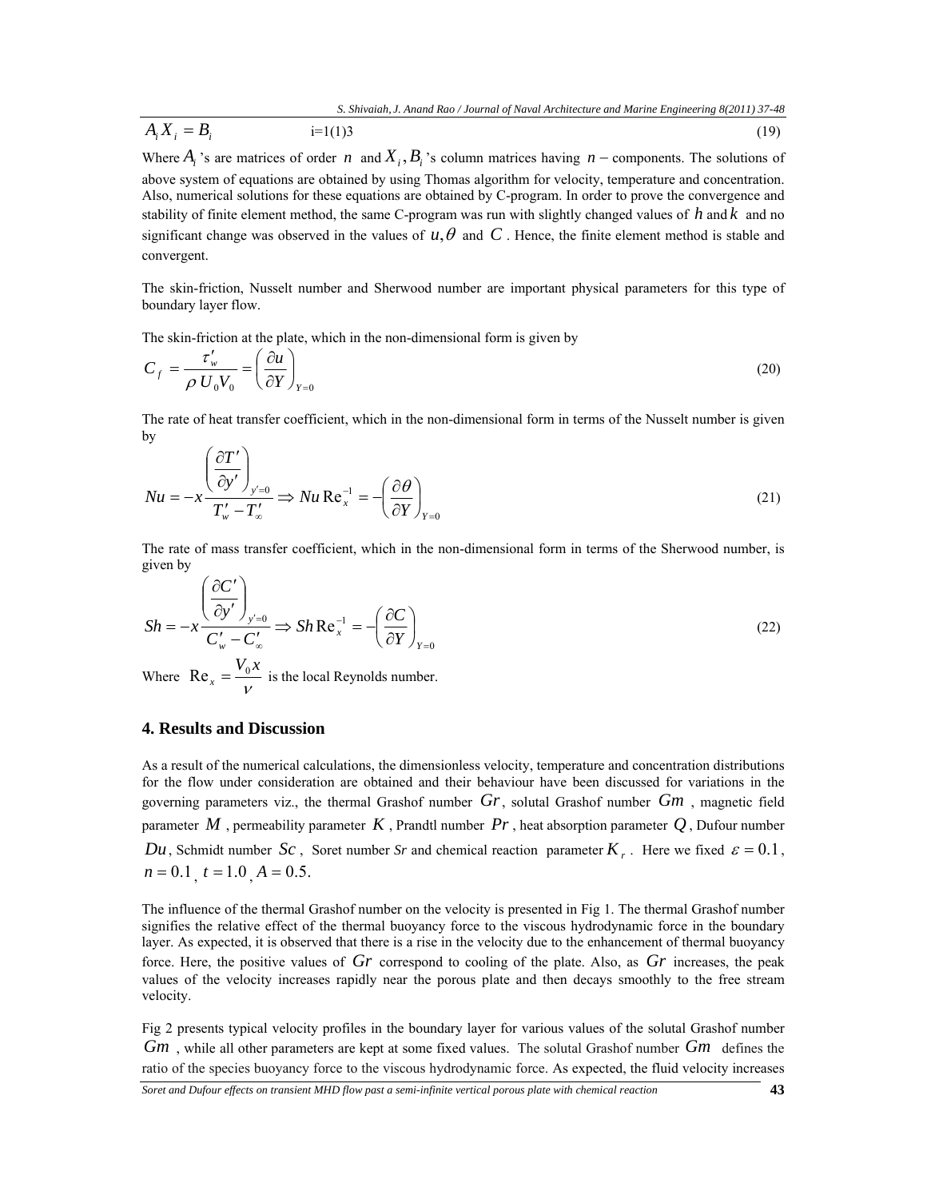$$A_i X_i = B_i \qquad i=1(1)3 \tag{19}$$

Where $A_i$'s are matrices of order $n$ and $X_i, B_i$'s column matrices having $n-$components. The solutions of above system of equations are obtained by using Thomas algorithm for velocity, temperature and concentration. Also, numerical solutions for these equations are obtained by C-program. In order to prove the convergence and stability of finite element method, the same C-program was run with slightly changed values of $h$ and $k$ and no significant change was observed in the values of $u, \theta$ and $C$. Hence, the finite element method is stable and convergent.

The skin-friction, Nusselt number and Sherwood number are important physical parameters for this type of boundary layer flow.

The skin-friction at the plate, which in the non-dimensional form is given by

$$C_f = \frac{\tau'_w}{\rho U_0 V_0} = \left(\frac{\partial u}{\partial Y}\right)_{Y=0} \tag{20}$$

The rate of heat transfer coefficient, which in the non-dimensional form in terms of the Nusselt number is given by

$$Nu = -x\frac{\left(\frac{\partial T'}{\partial y'}\right)_{y'=0}}{T'_w - T'_\infty} \Rightarrow Nu\,\mathrm{Re}_x^{-1} = -\left(\frac{\partial \theta}{\partial Y}\right)_{Y=0} \tag{21}$$

The rate of mass transfer coefficient, which in the non-dimensional form in terms of the Sherwood number, is given by

$$Sh = -x\frac{\left(\frac{\partial C'}{\partial y'}\right)_{y'=0}}{C'_w - C'_\infty} \Rightarrow Sh\,\mathrm{Re}_x^{-1} = -\left(\frac{\partial C}{\partial Y}\right)_{Y=0} \tag{22}$$

Where $\mathrm{Re}_x = \dfrac{V_0 x}{\nu}$ is the local Reynolds number.

## 4. Results and Discussion

As a result of the numerical calculations, the dimensionless velocity, temperature and concentration distributions for the flow under consideration are obtained and their behaviour have been discussed for variations in the governing parameters viz., the thermal Grashof number $Gr$, solutal Grashof number $Gm$, magnetic field parameter $M$, permeability parameter $K$, Prandtl number $Pr$, heat absorption parameter $Q$, Dufour number $Du$, Schmidt number $Sc$, Soret number $Sr$ and chemical reaction parameter $K_r$. Here we fixed $\varepsilon = 0.1$, $n = 0.1$, $t = 1.0$, $A = 0.5$.

The influence of the thermal Grashof number on the velocity is presented in Fig 1. The thermal Grashof number signifies the relative effect of the thermal buoyancy force to the viscous hydrodynamic force in the boundary layer. As expected, it is observed that there is a rise in the velocity due to the enhancement of thermal buoyancy force. Here, the positive values of $Gr$ correspond to cooling of the plate. Also, as $Gr$ increases, the peak values of the velocity increases rapidly near the porous plate and then decays smoothly to the free stream velocity.

Fig 2 presents typical velocity profiles in the boundary layer for various values of the solutal Grashof number $Gm$, while all other parameters are kept at some fixed values. The solutal Grashof number $Gm$ defines the ratio of the species buoyancy force to the viscous hydrodynamic force. As expected, the fluid velocity increases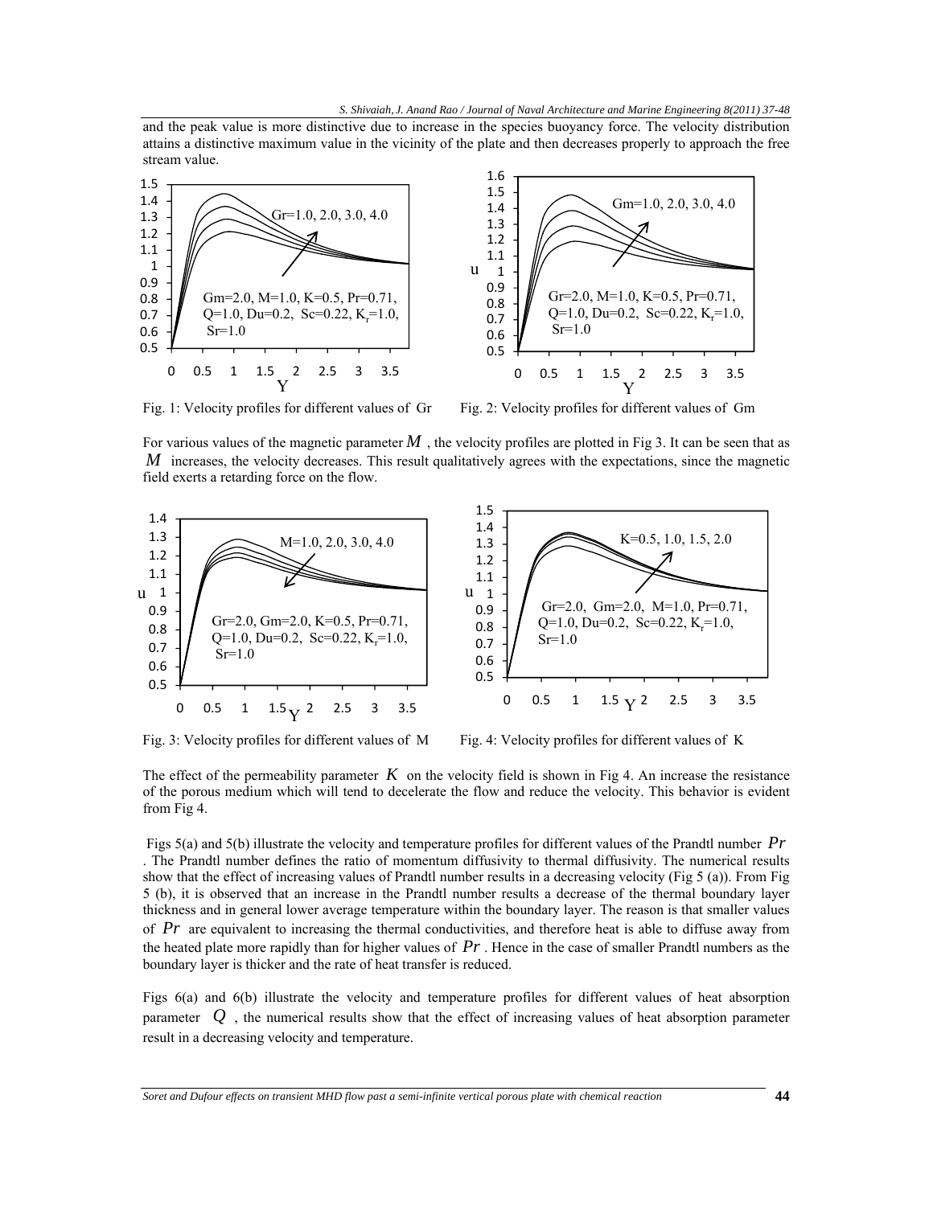and the peak value is more distinctive due to increase in the species buoyancy force. The velocity distribution attains a distinctive maximum value in the vicinity of the plate and then decreases properly to approach the free stream value.

Fig. 1: Velocity profiles for different values of Gr

Fig. 2: Velocity profiles for different values of Gm

For various values of the magnetic parameter $M$, the velocity profiles are plotted in Fig 3. It can be seen that as $M$ increases, the velocity decreases. This result qualitatively agrees with the expectations, since the magnetic field exerts a retarding force on the flow.

Fig. 3: Velocity profiles for different values of M

Fig. 4: Velocity profiles for different values of K

The effect of the permeability parameter $K$ on the velocity field is shown in Fig 4. An increase the resistance of the porous medium which will tend to decelerate the flow and reduce the velocity. This behavior is evident from Fig 4.

Figs 5(a) and 5(b) illustrate the velocity and temperature profiles for different values of the Prandtl number $Pr$. The Prandtl number defines the ratio of momentum diffusivity to thermal diffusivity. The numerical results show that the effect of increasing values of Prandtl number results in a decreasing velocity (Fig 5 (a)). From Fig 5 (b), it is observed that an increase in the Prandtl number results a decrease of the thermal boundary layer thickness and in general lower average temperature within the boundary layer. The reason is that smaller values of $Pr$ are equivalent to increasing the thermal conductivities, and therefore heat is able to diffuse away from the heated plate more rapidly than for higher values of $Pr$. Hence in the case of smaller Prandtl numbers as the boundary layer is thicker and the rate of heat transfer is reduced.

Figs 6(a) and 6(b) illustrate the velocity and temperature profiles for different values of heat absorption parameter $Q$, the numerical results show that the effect of increasing values of heat absorption parameter result in a decreasing velocity and temperature.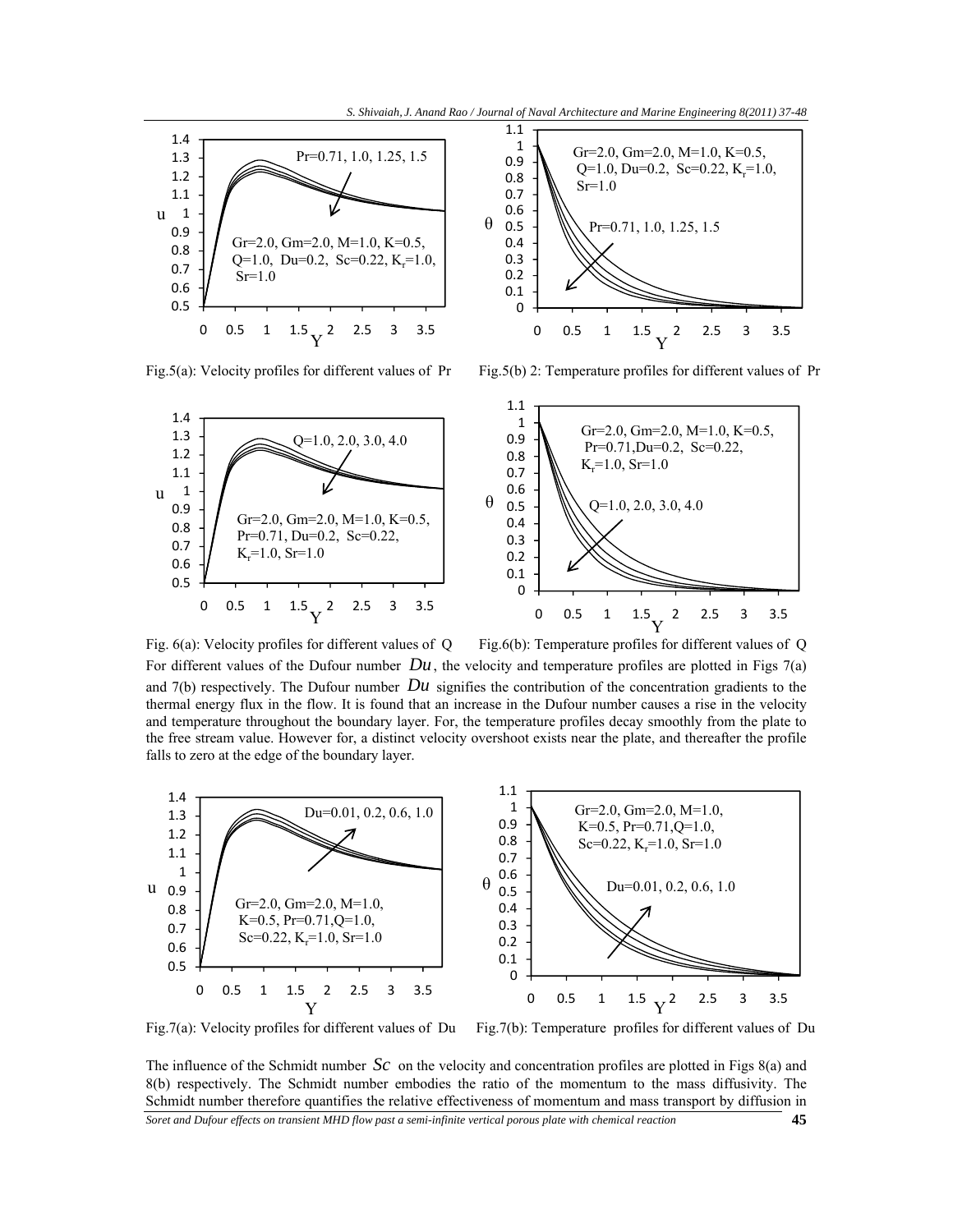Fig.5(a): Velocity profiles for different values of Pr

Fig.5(b) 2: Temperature profiles for different values of Pr

Fig. 6(a): Velocity profiles for different values of Q

Fig.6(b): Temperature profiles for different values of Q

For different values of the Dufour number $Du$, the velocity and temperature profiles are plotted in Figs 7(a) and 7(b) respectively. The Dufour number $Du$ signifies the contribution of the concentration gradients to the thermal energy flux in the flow. It is found that an increase in the Dufour number causes a rise in the velocity and temperature throughout the boundary layer. For, the temperature profiles decay smoothly from the plate to the free stream value. However for, a distinct velocity overshoot exists near the plate, and thereafter the profile falls to zero at the edge of the boundary layer.

Fig.7(a): Velocity profiles for different values of Du

Fig.7(b): Temperature profiles for different values of Du

The influence of the Schmidt number $Sc$ on the velocity and concentration profiles are plotted in Figs 8(a) and 8(b) respectively. The Schmidt number embodies the ratio of the momentum to the mass diffusivity. The Schmidt number therefore quantifies the relative effectiveness of momentum and mass transport by diffusion in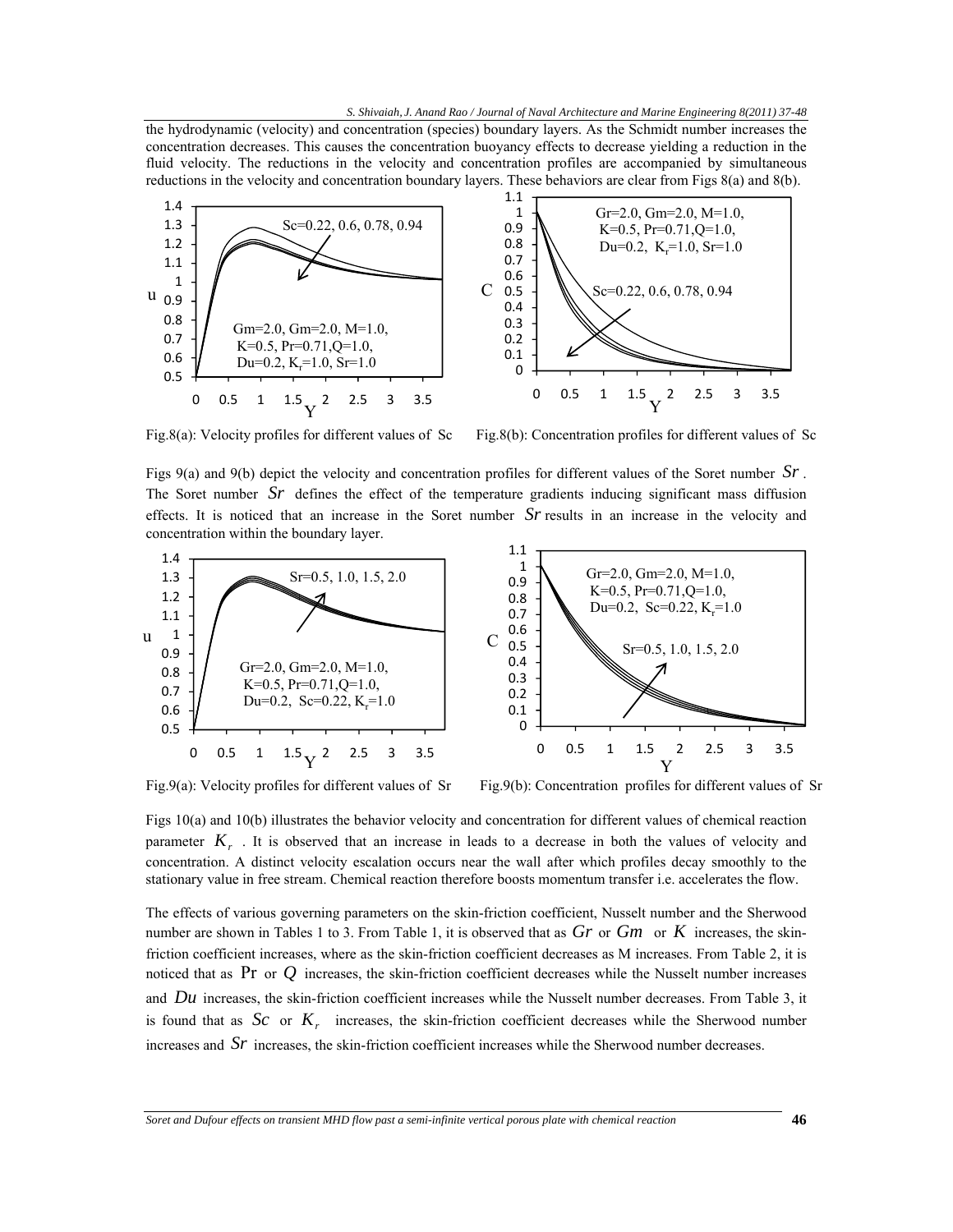the hydrodynamic (velocity) and concentration (species) boundary layers. As the Schmidt number increases the concentration decreases. This causes the concentration buoyancy effects to decrease yielding a reduction in the fluid velocity. The reductions in the velocity and concentration profiles are accompanied by simultaneous reductions in the velocity and concentration boundary layers. These behaviors are clear from Figs 8(a) and 8(b).

Fig.8(a): Velocity profiles for different values of Sc

Fig.8(b): Concentration profiles for different values of Sc

Figs 9(a) and 9(b) depict the velocity and concentration profiles for different values of the Soret number $Sr$. The Soret number $Sr$ defines the effect of the temperature gradients inducing significant mass diffusion effects. It is noticed that an increase in the Soret number $Sr$ results in an increase in the velocity and concentration within the boundary layer.

Fig.9(a): Velocity profiles for different values of Sr

Fig.9(b): Concentration profiles for different values of Sr

Figs 10(a) and 10(b) illustrates the behavior velocity and concentration for different values of chemical reaction parameter $K_r$. It is observed that an increase in leads to a decrease in both the values of velocity and concentration. A distinct velocity escalation occurs near the wall after which profiles decay smoothly to the stationary value in free stream. Chemical reaction therefore boosts momentum transfer i.e. accelerates the flow.

The effects of various governing parameters on the skin-friction coefficient, Nusselt number and the Sherwood number are shown in Tables 1 to 3. From Table 1, it is observed that as $Gr$ or $Gm$ or $K$ increases, the skin-friction coefficient increases, where as the skin-friction coefficient decreases as M increases. From Table 2, it is noticed that as $\Pr$ or $Q$ increases, the skin-friction coefficient decreases while the Nusselt number increases and $Du$ increases, the skin-friction coefficient increases while the Nusselt number decreases. From Table 3, it is found that as $Sc$ or $K_r$ increases, the skin-friction coefficient decreases while the Sherwood number increases and $Sr$ increases, the skin-friction coefficient increases while the Sherwood number decreases.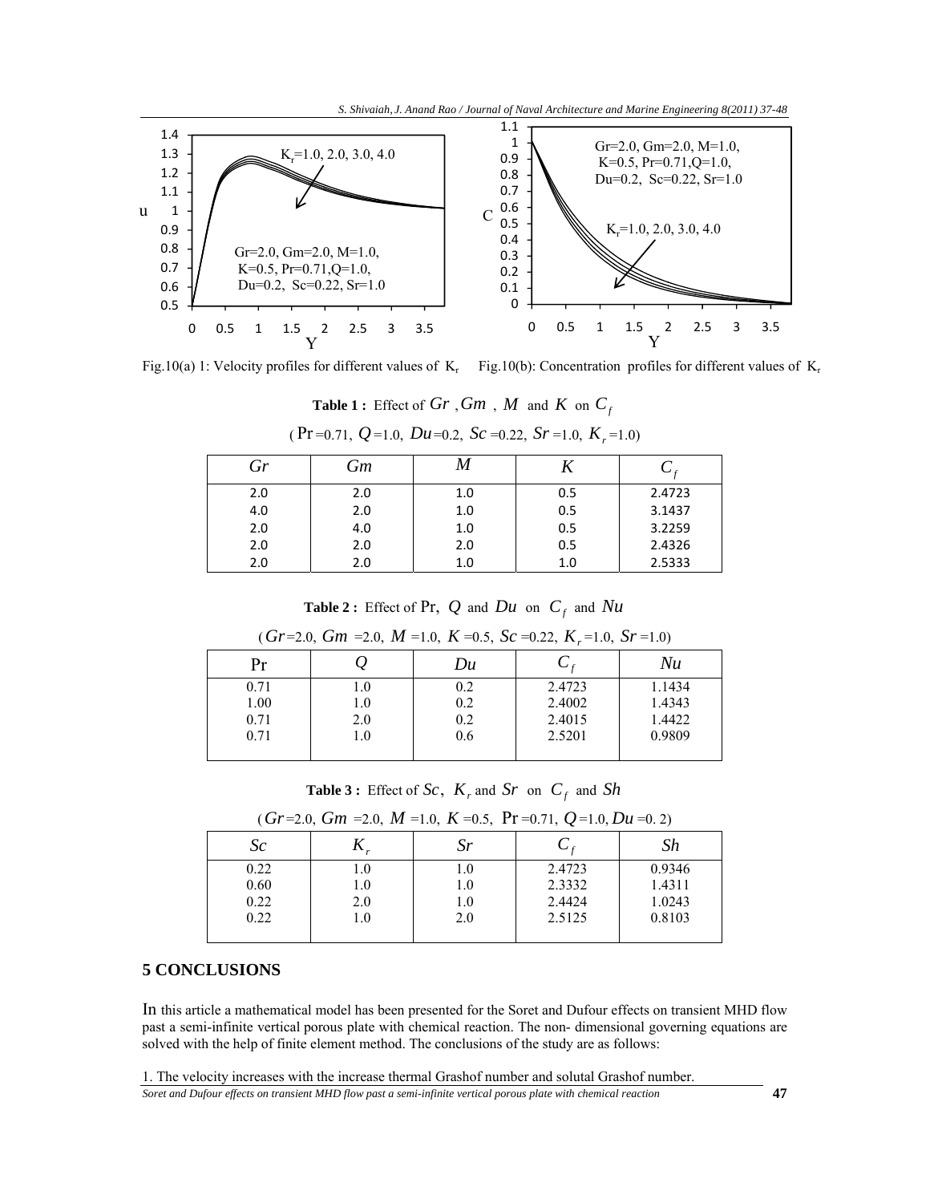Fig.10(a) 1: Velocity profiles for different values of $K_r$ Fig.10(b): Concentration profiles for different values of $K_r$

**Table 1 :** Effect of $Gr$ , $Gm$ , $M$ and $K$ on $C_f$

( $\Pr$ =0.71, $Q$ =1.0, $Du$ =0.2, $Sc$ =0.22, $Sr$ =1.0, $K_r$ =1.0)

| $Gr$ | $Gm$ | $M$ | $K$ | $C_f$ |
|---|---|---|---|---|
| 2.0 | 2.0 | 1.0 | 0.5 | 2.4723 |
| 4.0 | 2.0 | 1.0 | 0.5 | 3.1437 |
| 2.0 | 4.0 | 1.0 | 0.5 | 3.2259 |
| 2.0 | 2.0 | 2.0 | 0.5 | 2.4326 |
| 2.0 | 2.0 | 1.0 | 1.0 | 2.5333 |

**Table 2 :** Effect of $\Pr$, $Q$ and $Du$ on $C_f$ and $Nu$

( $Gr$ =2.0, $Gm$ =2.0, $M$ =1.0, $K$ =0.5, $Sc$ =0.22, $K_r$ =1.0, $Sr$ =1.0)

| $\Pr$ | $Q$ | $Du$ | $C_f$ | $Nu$ |
|---|---|---|---|---|
| 0.71 | 1.0 | 0.2 | 2.4723 | 1.1434 |
| 1.00 | 1.0 | 0.2 | 2.4002 | 1.4343 |
| 0.71 | 2.0 | 0.2 | 2.4015 | 1.4422 |
| 0.71 | 1.0 | 0.6 | 2.5201 | 0.9809 |

**Table 3 :** Effect of $Sc$, $K_r$ and $Sr$ on $C_f$ and $Sh$

( $Gr$ =2.0, $Gm$ =2.0, $M$ =1.0, $K$ =0.5, $\Pr$ =0.71, $Q$ =1.0, $Du$ =0. 2)

| $Sc$ | $K_r$ | $Sr$ | $C_f$ | $Sh$ |
|---|---|---|---|---|
| 0.22 | 1.0 | 1.0 | 2.4723 | 0.9346 |
| 0.60 | 1.0 | 1.0 | 2.3332 | 1.4311 |
| 0.22 | 2.0 | 1.0 | 2.4424 | 1.0243 |
| 0.22 | 1.0 | 2.0 | 2.5125 | 0.8103 |

## 5 CONCLUSIONS

In this article a mathematical model has been presented for the Soret and Dufour effects on transient MHD flow past a semi-infinite vertical porous plate with chemical reaction. The non- dimensional governing equations are solved with the help of finite element method. The conclusions of the study are as follows:

1. The velocity increases with the increase thermal Grashof number and solutal Grashof number.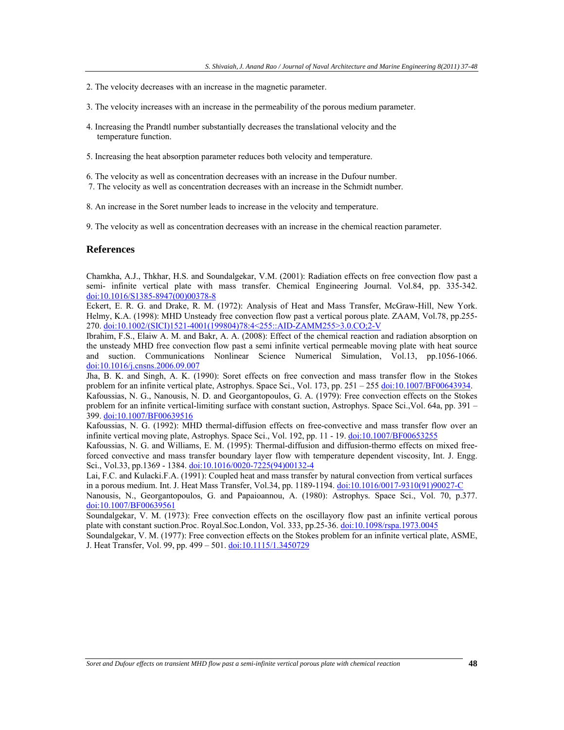2. The velocity decreases with an increase in the magnetic parameter.

3. The velocity increases with an increase in the permeability of the porous medium parameter.

4. Increasing the Prandtl number substantially decreases the translational velocity and the temperature function.

5. Increasing the heat absorption parameter reduces both velocity and temperature.

6. The velocity as well as concentration decreases with an increase in the Dufour number.

7. The velocity as well as concentration decreases with an increase in the Schmidt number.

8. An increase in the Soret number leads to increase in the velocity and temperature.

9. The velocity as well as concentration decreases with an increase in the chemical reaction parameter.

## References

Chamkha, A.J., Thkhar, H.S. and Soundalgekar, V.M. (2001): Radiation effects on free convection flow past a semi- infinite vertical plate with mass transfer. Chemical Engineering Journal. Vol.84, pp. 335-342. doi:10.1016/S1385-8947(00)00378-8

Eckert, E. R. G. and Drake, R. M. (1972): Analysis of Heat and Mass Transfer, McGraw-Hill, New York.

Helmy, K.A. (1998): MHD Unsteady free convection flow past a vertical porous plate. ZAAM, Vol.78, pp.255-270. doi:10.1002/(SICI)1521-4001(199804)78:4<255::AID-ZAMM255>3.0.CO;2-V

Ibrahim, F.S., Elaiw A. M. and Bakr, A. A. (2008): Effect of the chemical reaction and radiation absorption on the unsteady MHD free convection flow past a semi infinite vertical permeable moving plate with heat source and suction. Communications Nonlinear Science Numerical Simulation, Vol.13, pp.1056-1066. doi:10.1016/j.cnsns.2006.09.007

Jha, B. K. and Singh, A. K. (1990): Soret effects on free convection and mass transfer flow in the Stokes problem for an infinite vertical plate, Astrophys. Space Sci., Vol. 173, pp. 251 – 255 doi:10.1007/BF00643934.

Kafoussias, N. G., Nanousis, N. D. and Georgantopoulos, G. A. (1979): Free convection effects on the Stokes problem for an infinite vertical-limiting surface with constant suction, Astrophys. Space Sci.,Vol. 64a, pp. 391 – 399. doi:10.1007/BF00639516

Kafoussias, N. G. (1992): MHD thermal-diffusion effects on free-convective and mass transfer flow over an infinite vertical moving plate, Astrophys. Space Sci., Vol. 192, pp. 11 - 19. doi:10.1007/BF00653255

Kafoussias, N. G. and Williams, E. M. (1995): Thermal-diffusion and diffusion-thermo effects on mixed free-forced convective and mass transfer boundary layer flow with temperature dependent viscosity, Int. J. Engg. Sci., Vol.33, pp.1369 - 1384. doi:10.1016/0020-7225(94)00132-4

Lai, F.C. and Kulacki.F.A. (1991): Coupled heat and mass transfer by natural convection from vertical surfaces in a porous medium. Int. J. Heat Mass Transfer, Vol.34, pp. 1189-1194. doi:10.1016/0017-9310(91)90027-C

Nanousis, N., Georgantopoulos, G. and Papaioannou, A. (1980): Astrophys. Space Sci., Vol. 70, p.377. doi:10.1007/BF00639561

Soundalgekar, V. M. (1973): Free convection effects on the oscillayory flow past an infinite vertical porous plate with constant suction.Proc. Royal.Soc.London, Vol. 333, pp.25-36. doi:10.1098/rspa.1973.0045

Soundalgekar, V. M. (1977): Free convection effects on the Stokes problem for an infinite vertical plate, ASME, J. Heat Transfer, Vol. 99, pp. 499 – 501. doi:10.1115/1.3450729